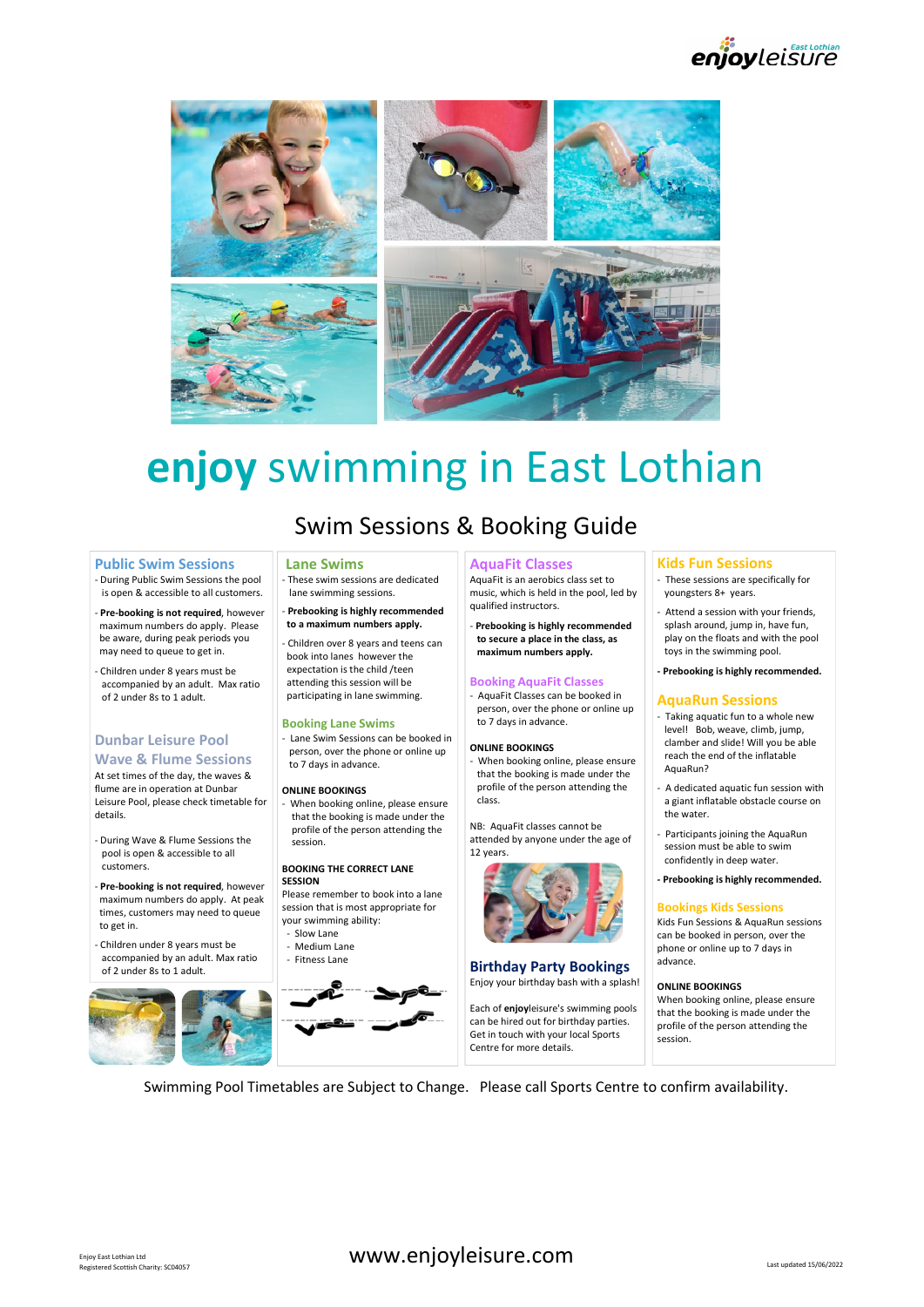# enjoy swimming in East Lothian

## Swim Sessions & Booking Guide

### Public Swim Sessions

- During Public Swim Sessions the pool is open & accessible to all customers.
- **Pre-booking is not required**, however maximum numbers do apply. Please be aware, during peak periods you may need to queue to get in.
- Children under 8 years must be accompanied by an adult. Max ratio of 2 under 8s to 1 adult.

### Dunbar Leisure Pool Wave & Flume Sessions

At set times of the day, the waves & flume are in operation at Dunbar Leisure Pool, please check timetable for details.

- During Wave & Flume Sessions the pool is open & accessible to all customers.
- **Pre-booking is not required**, however maximum numbers do apply. At peak times, customers may need to queue to get in.
- Children under 8 years must be accompanied by an adult. Max ratio of 2 under 8s to 1 adult.

### Lane Swims

- These swim sessions are dedicated lane swimming sessions.
- **Prebooking is highly recommended to a maximum numbers apply.**
- Children over 8 years and teens can book into lanes however the expectation is the child /teen attending this session will be participating in lane swimming.

### Booking Lane Swims

- Lane Swim Sessions can be booked in person, over the phone or online up to 7 days in advance.

**ONLINE BOOKINGS**

- When booking online, please ensure that the booking is made under the profile of the person attending the session.

**BOOKING THE CORRECT LANE SESSION**

Please remember to book into a lane session that is most appropriate for your swimming ability:

- Slow Lane
- Medium Lane
- Fitness Lane

### AquaFit Classes

AquaFit is an aerobics class set to music, which is held in the pool, led by qualified instructors.

- **Prebooking is highly recommended to secure a place in the class, as maximum numbers apply.**

### Booking AquaFit Classes

- AquaFit Classes can be booked in person, over the phone or online up to 7 days in advance.

**ONLINE BOOKINGS**

- When booking online, please ensure that the booking is made under the profile of the person attending the class.

NB: AquaFit classes cannot be attended by anyone under the age of 12 years.

### Birthday Party Bookings

Enjoy your birthday bash with a splash!

Each of **enjoy**leisure's swimming pools can be hired out for birthday parties. Get in touch with your local Sports Centre for more details.

### Kids Fun Sessions

- These sessions are specifically for youngsters 8+ years.
- Attend a session with your friends, splash around, jump in, have fun, play on the floats and with the pool toys in the swimming pool.
- **Prebooking is highly recommended.**

### AquaRun Sessions

- Taking aquatic fun to a whole new level! Bob, weave, climb, jump, clamber and slide! Will you be able reach the end of the inflatable AquaRun?
- A dedicated aquatic fun session with a giant inflatable obstacle course on the water.
- Participants joining the AquaRun session must be able to swim confidently in deep water.
- **Prebooking is highly recommended.**

### Bookings Kids Sessions

Kids Fun Sessions & AquaRun sessions can be booked in person, over the phone or online up to 7 days in advance.

**ONLINE BOOKINGS**

When booking online, please ensure that the booking is made under the profile of the person attending the session.

Swimming Pool Timetables are Subject to Change. Please call Sports Centre to confirm availability.

Enjoy East Lothian Ltd
Registered Scottish Charity: SC04057

www.enjoyleisure.com

Last updated 15/06/2022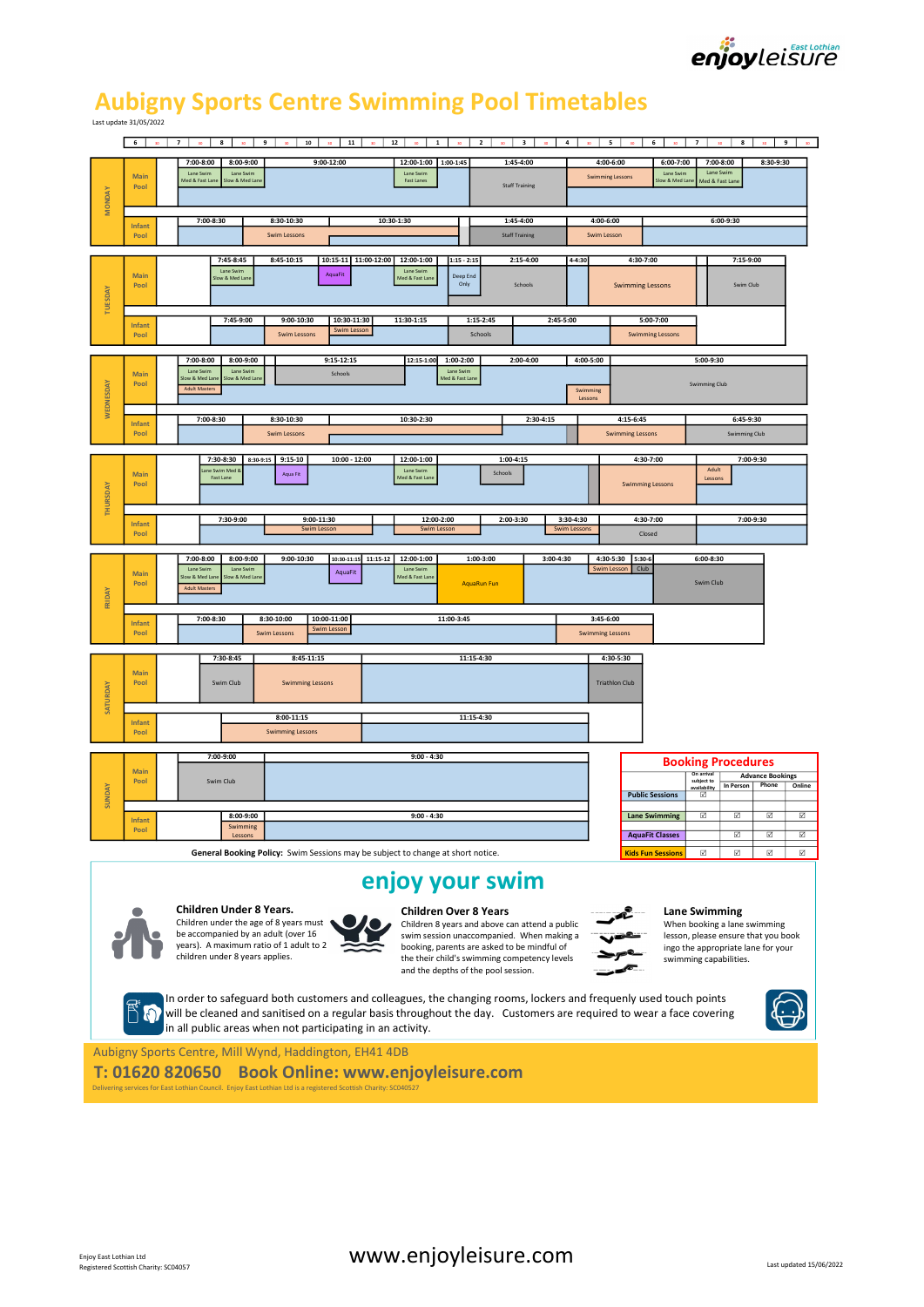enjoyleisure East Lothian

# Aubigny Sports Centre Swimming Pool Timetables

Last update 31/05/2022

## MONDAY

| Pool | Time | Activity |
|---|---|---|
| Main Pool | 7:00-8:00 | Lane Swim Med & Fast Lane |
| Main Pool | 8:00-9:00 | Lane Swim Slow & Med Lane |
| Main Pool | 9:00-12:00 | |
| Main Pool | 12:00-1:00 | Lane Swim Fast Lanes |
| Main Pool | 1:00-1:45 | |
| Main Pool | 1:45-4:00 | Staff Training |
| Main Pool | 4:00-6:00 | Swimming Lessons |
| Main Pool | 6:00-7:00 | Lane Swim Slow & Med Lane |
| Main Pool | 7:00-8:00 | Lane Swim Med & Fast Lane |
| Main Pool | 8:30-9:30 | |
| Infant Pool | 7:00-8:30 | |
| Infant Pool | 8:30-10:30 | Swim Lessons |
| Infant Pool | 10:30-1:30 | |
| Infant Pool | 1:45-4:00 | Staff Training |
| Infant Pool | 4:00-6:00 | Swim Lesson |
| Infant Pool | 6:00-9:30 | |

## TUESDAY

| Pool | Time | Activity |
|---|---|---|
| Main Pool | 7:45-8:45 | Lane Swim Slow & Med Lane |
| Main Pool | 8:45-10:15 | |
| Main Pool | 10:15-11 | AquaFit |
| Main Pool | 11:00-12:00 | |
| Main Pool | 12:00-1:00 | Lane Swim Med & Fast Lane |
| Main Pool | 1:15-2:15 | Deep End Only |
| Main Pool | 2:15-4:00 | Schools |
| Main Pool | 4-4:30 | |
| Main Pool | 4:30-7:00 | Swimming Lessons |
| Main Pool | 7:15-9:00 | Swim Club |
| Infant Pool | 7:45-9:00 | |
| Infant Pool | 9:00-10:30 | Swim Lessons |
| Infant Pool | 10:30-11:30 | Swim Lesson |
| Infant Pool | 11:30-1:15 | |
| Infant Pool | 1:15-2:45 | Schools |
| Infant Pool | 2:45-5:00 | |
| Infant Pool | 5:00-7:00 | Swimming Lessons |

## WEDNESDAY

| Pool | Time | Activity |
|---|---|---|
| Main Pool | 7:00-8:00 | Lane Swim Slow & Med Lane; Adult Masters |
| Main Pool | 8:00-9:00 | Lane Swim Slow & Med Lane |
| Main Pool | 9:15-12:15 | Schools |
| Main Pool | 12:15-1:00 | |
| Main Pool | 1:00-2:00 | Lane Swim Med & Fast Lane |
| Main Pool | 2:00-4:00 | |
| Main Pool | 4:00-5:00 | Swimming Lessons |
| Main Pool | 5:00-9:30 | Swimming Club |
| Infant Pool | 7:00-8:30 | |
| Infant Pool | 8:30-10:30 | Swim Lessons |
| Infant Pool | 10:30-2:30 | |
| Infant Pool | 2:30-4:15 | |
| Infant Pool | 4:15-6:45 | Swimming Lessons |
| Infant Pool | 6:45-9:30 | Swimming Club |

## THURSDAY

| Pool | Time | Activity |
|---|---|---|
| Main Pool | 7:30-8:30 | Lane Swim Med & Fast Lane |
| Main Pool | 8:30-9:15 | |
| Main Pool | 9:15-10 | Aqua Fit |
| Main Pool | 10:00-12:00 | |
| Main Pool | 12:00-1:00 | Lane Swim Med & Fast Lane |
| Main Pool | 1:00-4:15 | Schools |
| Main Pool | 4:30-7:00 | Swimming Lessons |
| Main Pool | 7:00-9:30 | Adult Lessons |
| Infant Pool | 7:30-9:00 | |
| Infant Pool | 9:00-11:30 | Swim Lesson |
| Infant Pool | 12:00-2:00 | Swim Lesson |
| Infant Pool | 2:00-3:30 | |
| Infant Pool | 3:30-4:30 | Swim Lessons |
| Infant Pool | 4:30-7:00 | Closed |
| Infant Pool | 7:00-9:30 | |

## FRIDAY

| Pool | Time | Activity |
|---|---|---|
| Main Pool | 7:00-8:00 | Lane Swim Slow & Med Lane; Adult Masters |
| Main Pool | 8:00-9:00 | Lane Swim Slow & Med Lane |
| Main Pool | 9:00-10:30 | |
| Main Pool | 10:30-11:15 | AquaFit |
| Main Pool | 11:15-12 | |
| Main Pool | 12:00-1:00 | Lane Swim Med & Fast Lane |
| Main Pool | 1:00-3:00 | AquaRun Fun |
| Main Pool | 3:00-4:30 | |
| Main Pool | 4:30-5:30 | Swim Lesson |
| Main Pool | 5:30-6 | Club |
| Main Pool | 6:00-8:30 | Swim Club |
| Infant Pool | 7:00-8:30 | |
| Infant Pool | 8:30-10:00 | Swim Lessons |
| Infant Pool | 10:00-11:00 | Swim Lesson |
| Infant Pool | 11:00-3:45 | |
| Infant Pool | 3:45-6:00 | Swimming Lessons |

## SATURDAY

| Pool | Time | Activity |
|---|---|---|
| Main Pool | 7:30-8:45 | Swim Club |
| Main Pool | 8:45-11:15 | Swimming Lessons |
| Main Pool | 11:15-4:30 | |
| Main Pool | 4:30-5:30 | Triathlon Club |
| Infant Pool | 8:00-11:15 | Swimming Lessons |
| Infant Pool | 11:15-4:30 | |

## SUNDAY

| Pool | Time | Activity |
|---|---|---|
| Main Pool | 7:00-9:00 | Swim Club |
| Main Pool | 9:00 - 4:30 | |
| Infant Pool | 8:00-9:00 | Swimming Lessons |
| Infant Pool | 9:00 - 4:30 | |

## Booking Procedures

| | On arrival subject to availability | Advance Bookings: In Person | Phone | Online |
|---|---|---|---|---|
| Public Sessions | ☑ | | | |
| Lane Swimming | ☑ | ☑ | ☑ | ☑ |
| AquaFit Classes | | ☑ | ☑ | ☑ |
| Kids Fun Sessions | ☑ | ☑ | ☑ | ☑ |

**General Booking Policy:** Swim Sessions may be subject to change at short notice.

## enjoy your swim

**Children Under 8 Years.**
Children under the age of 8 years must be accompanied by an adult (over 16 years). A maximum ratio of 1 adult to 2 children under 8 years applies.

**Children Over 8 Years**
Children 8 years and above can attend a public swim session unaccompanied. When making a booking, parents are asked to be mindful of the their child's swimming competency levels and the depths of the pool session.

**Lane Swimming**
When booking a lane swimming lesson, please ensure that you book ingo the appropriate lane for your swimming capabilities.

In order to safeguard both customers and colleagues, the changing rooms, lockers and frequently used touch points will be cleaned and sanitised on a regular basis throughout the day. Customers are required to wear a face covering in all public areas when not participating in an activity.

Aubigny Sports Centre, Mill Wynd, Haddington, EH41 4DB

**T: 01620 820650 Book Online: www.enjoyleisure.com**

Delivering services for East Lothian Council. Enjoy East Lothian Ltd is a registered Scottish Charity: SC040527

www.enjoyleisure.com

Enjoy East Lothian Ltd
Registered Scottish Charity: SC04057

Last updated 15/06/2022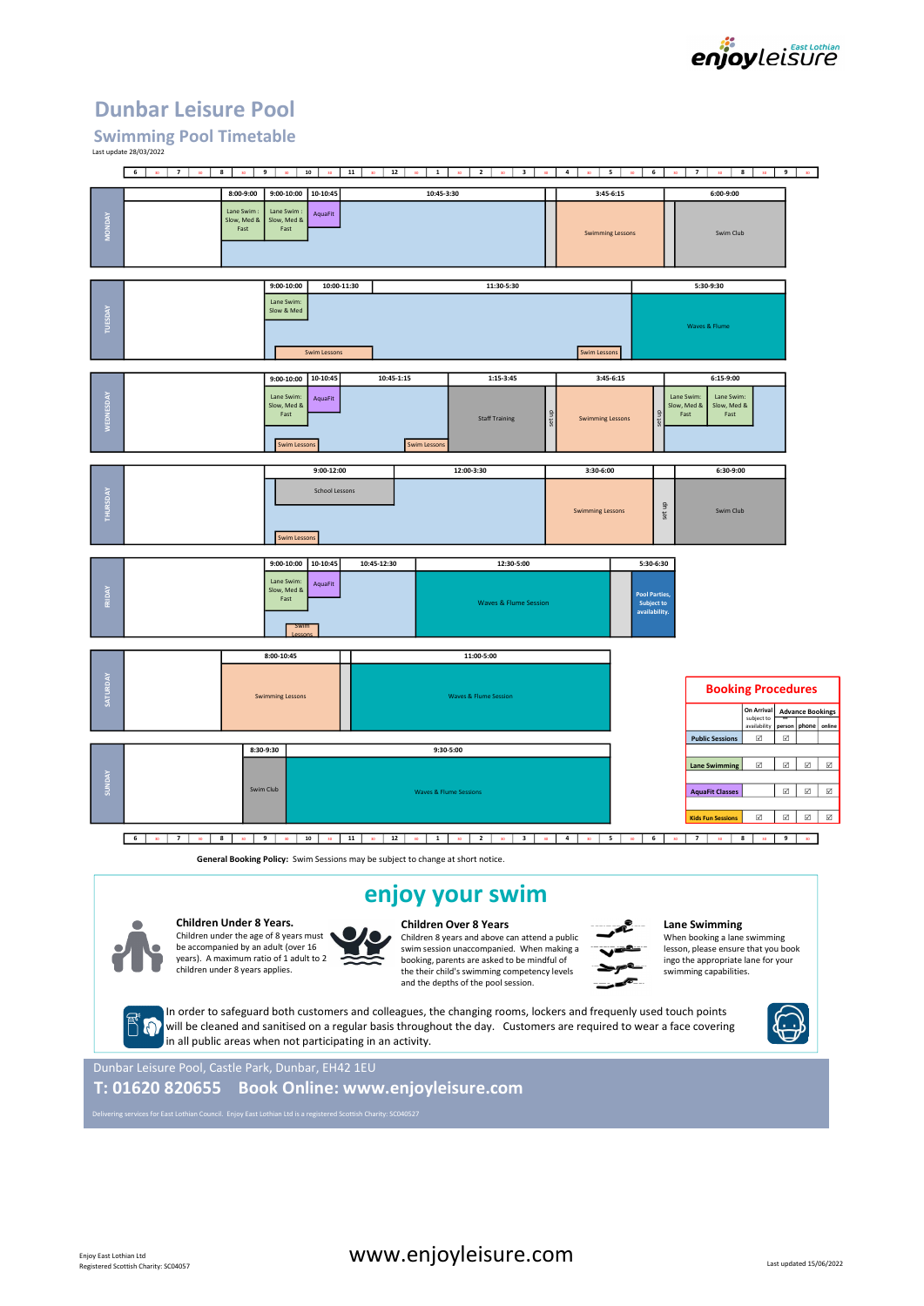# Dunbar Leisure Pool

## Swimming Pool Timetable

Last update 28/03/2022

| Day | Times and Sessions |
|---|---|
| MONDAY | 8:00-9:00 Lane Swim : Slow, Med & Fast; 9:00-10:00 Lane Swim : Slow, Med & Fast; 10:00-10:45 AquaFit; 10:45-3:30; 3:45-6:15 Swimming Lessons; 6:00-9:00 Swim Club |
| TUESDAY | 9:00-10:00 Lane Swim: Slow & Med; 10:00-11:30 Swim Lessons; 11:30-5:30 Swim Lessons; 5:30-9:30 Waves & Flume |
| WEDNESDAY | 9:00-10:00 Lane Swim: Slow, Med & Fast / Swim Lessons; 10-10:45 AquaFit; 10:45-1:15 Swim Lessons; 1:15-3:45 Staff Training; set up; 3:45-6:15 Swimming Lessons; set up; 6:15-9:00 Lane Swim: Slow, Med & Fast / Lane Swim: Slow, Med & Fast |
| THURSDAY | 9:00-12:00 School Lessons / Swim Lessons; 12:00-3:30; 3:30-6:00 Swimming Lessons; set up; 6:30-9:00 Swim Club |
| FRIDAY | 9:00-10:00 Lane Swim: Slow, Med & Fast / Swim Lessons; 10-10:45 AquaFit; 10:45-12:30; 12:30-5:00 Waves & Flume Session; 5:30-6:30 Pool Parties, Subject to availability. |
| SATURDAY | 8:00-10:45 Swimming Lessons; 11:00-5:00 Waves & Flume Session |
| SUNDAY | 8:30-9:30 Swim Club; 9:30-5:00 Waves & Flume Sessions |

### Booking Procedures

| | On Arrival subject to availability | Advance Bookings in person | phone | online |
|---|---|---|---|---|
| Public Sessions | ☑ | ☑ | | |
| Lane Swimming | ☑ | ☑ | ☑ | ☑ |
| AquaFit Classes | | ☑ | ☑ | ☑ |
| Kids Fun Sessions | ☑ | ☑ | ☑ | ☑ |

**General Booking Policy:** Swim Sessions may be subject to change at short notice.

## enjoy your swim

**Children Under 8 Years.**
Children under the age of 8 years must be accompanied by an adult (over 16 years). A maximum ratio of 1 adult to 2 children under 8 years applies.

**Children Over 8 Years**
Children 8 years and above can attend a public swim session unaccompanied. When making a booking, parents are asked to be mindful of the their child's swimming competency levels and the depths of the pool session.

**Lane Swimming**
When booking a lane swimming lesson, please ensure that you book ingo the appropriate lane for your swimming capabilities.

In order to safeguard both customers and colleagues, the changing rooms, lockers and frequenly used touch points will be cleaned and sanitised on a regular basis throughout the day. Customers are required to wear a face covering in all public areas when not participating in an activity.

Dunbar Leisure Pool, Castle Park, Dunbar, EH42 1EU

**T: 01620 820655 Book Online: www.enjoyleisure.com**

Delivering services for East Lothian Council. Enjoy East Lothian Ltd is a registered Scottish Charity: SC040527

Enjoy East Lothian Ltd
Registered Scottish Charity: SC04057

www.enjoyleisure.com

Last updated 15/06/2022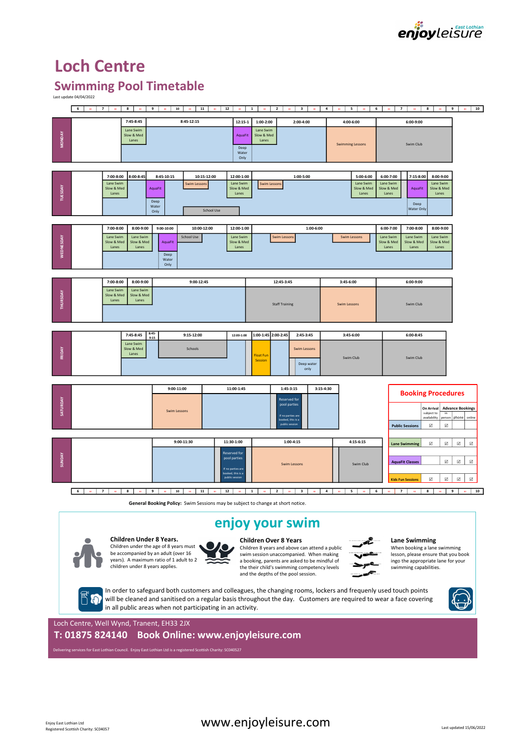# Loch Centre

## Swimming Pool Timetable

Last update 04/04/2022

### Monday

| Time | Activity |
|---|---|
| 7:45-8:45 | Lane Swim Slow & Med Lanes |
| 8:45-12:15 | |
| 12:15-1 | AquaFit / Deep Water Only |
| 1:00-2:00 | Lane Swim Slow & Med Lanes |
| 2:00-4:00 | |
| 4:00-6:00 | Swimming Lessons |
| 6:00-9:00 | Swim Club |

### Tuesday

| Time | Activity |
|---|---|
| 7:00-8:00 | Lane Swim Slow & Med Lanes |
| 8:00-8:45 | AquaFit / Deep Water Only |
| 8:45-10:15 | Swim Lessons |
| 10:15-12:00 | School Use |
| 12:00-1:00 | Lane Swim Slow & Med Lanes |
| 1:00-5:00 | Swim Lessons |
| 5:00-6:00 | Lane Swim Slow & Med Lanes |
| 6:00-7:00 | Lane Swim Slow & Med Lanes |
| 7:15-8:00 | AquaFit / Deep Water Only |
| 8:00-9:00 | Lane Swim Slow & Med Lanes |

### Wednesday

| Time | Activity |
|---|---|
| 7:00-8:00 | Lane Swim Slow & Med Lanes |
| 8:00-9:00 | Lane Swim Slow & Med Lanes |
| 9:00-10:00 | AquaFit / Deep Water Only |
| 10:00-12:00 | School Use |
| 12:00-1:00 | Lane Swim Slow & Med Lanes |
| 1:00-6:00 | Swim Lessons; Swim Lessons |
| 6:00-7:00 | Lane Swim Slow & Med Lanes |
| 7:00-8:00 | Lane Swim Slow & Med Lanes |
| 8:00-9:00 | Lane Swim Slow & Med Lanes |

### Thursday

| Time | Activity |
|---|---|
| 7:00-8:00 | Lane Swim Slow & Med Lanes |
| 8:00-9:00 | Lane Swim Slow & Med Lanes |
| 9:00-12:45 | |
| 12:45-3:45 | Staff Training |
| 3:45-6:00 | Swim Lessons |
| 6:00-9:00 | Swim Club |

### Friday

| Time | Activity |
|---|---|
| 7:45-8:45 | Lane Swim Slow & Med Lanes |
| 8:45-9:15 | |
| 9:15-12:00 | Schools |
| 12:00-1:00 | |
| 1:00-1:45 | Float Fun Session |
| 2:00-2:45 | |
| 2:45-3:45 | Swim Lessons / Deep water only |
| 3:45-6:00 | Swim Club |
| 6:00-8:45 | Swim Club |

### Saturday

| Time | Activity |
|---|---|
| 9:00-11:00 | Swim Lessons |
| 11:00-1:45 | |
| 1:45-3:15 | Reserved for pool parties. If no parties are booked, this is a public session |
| 3:15-4:30 | |

### Sunday

| Time | Activity |
|---|---|
| 9:00-11:30 | |
| 11:30-1:00 | Reserved for pool parties. If no parties are booked, this is a public session |
| 1:00-4:15 | Swim Lessons |
| 4:15-6:15 | Swim Club |

### Booking Procedures

| | On Arrival (subject to availability) | Advance Bookings – in person | Advance Bookings – phone | Advance Bookings – online |
|---|---|---|---|---|
| Public Sessions | ☑ | ☑ | | |
| Lane Swimming | ☑ | ☑ | ☑ | ☑ |
| AquaFit Classes | | ☑ | ☑ | ☑ |
| Kids Fun Sessions | ☑ | ☑ | ☑ | ☑ |

**General Booking Policy:** Swim Sessions may be subject to change at short notice.

## enjoy your swim

**Children Under 8 Years.**
Children under the age of 8 years must be accompanied by an adult (over 16 years). A maximum ratio of 1 adult to 2 children under 8 years applies.

**Children Over 8 Years**
Children 8 years and above can attend a public swim session unaccompanied. When making a booking, parents are asked to be mindful of the their child's swimming competency levels and the depths of the pool session.

**Lane Swimming**
When booking a lane swimming lesson, please ensure that you book ingo the appropriate lane for your swimming capabilities.

In order to safeguard both customers and colleagues, the changing rooms, lockers and frequently used touch points will be cleaned and sanitised on a regular basis throughout the day. Customers are required to wear a face covering in all public areas when not participating in an activity.

Loch Centre, Well Wynd, Tranent, EH33 2JX

**T: 01875 824140 Book Online: www.enjoyleisure.com**

Delivering services for East Lothian Council. Enjoy East Lothian Ltd is a registered Scottish Charity: SC040527

Enjoy East Lothian Ltd
Registered Scottish Charity: SC04057

www.enjoyleisure.com

Last updated 15/06/2022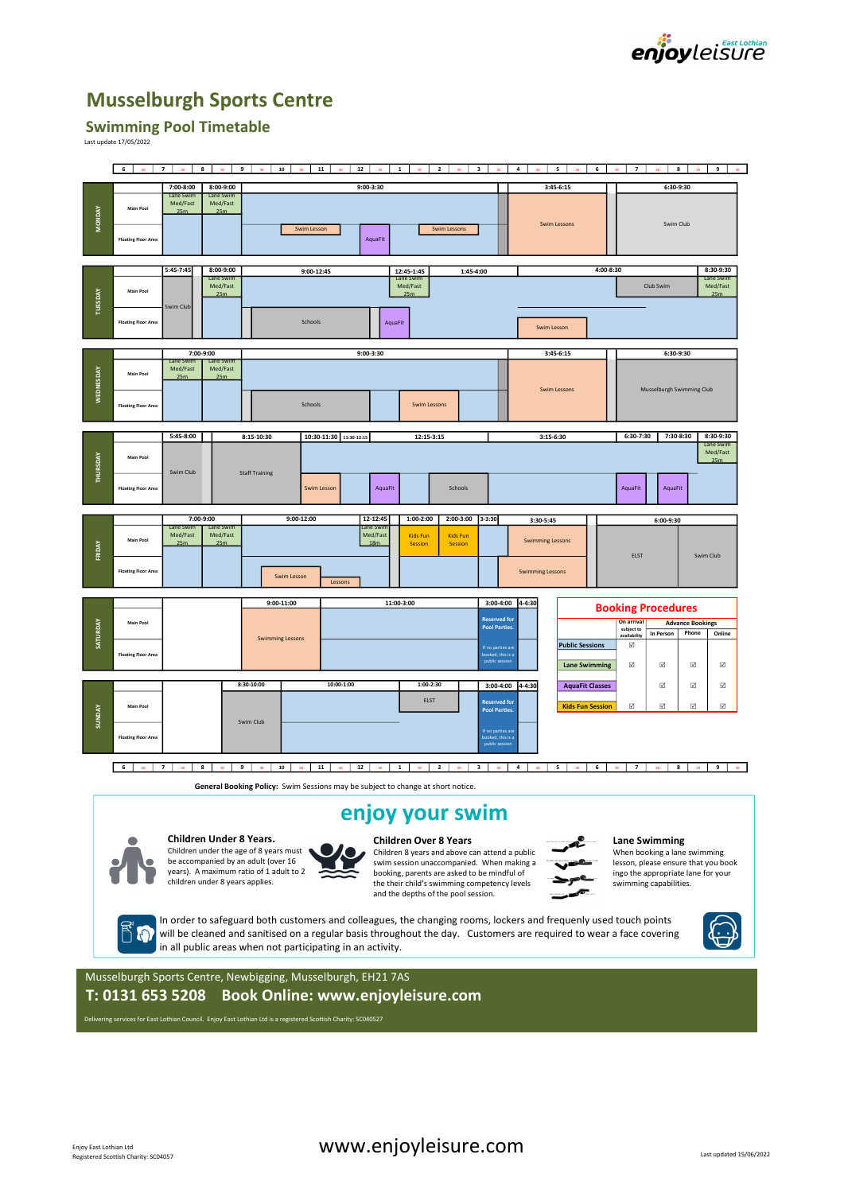enjoyleisure East Lothian

# Musselburgh Sports Centre

## Swimming Pool Timetable

Last update 17/05/2022

### MONDAY

| Time | Main Pool | Floating Floor Area |
|---|---|---|
| 7:00-8:00 | Lane Swim Med/Fast 25m | |
| 8:00-9:00 | Lane Swim Med/Fast 25m | |
| 9:00-3:30 | Swim Lesson; AquaFit; Swim Lessons | |
| 3:45-6:15 | Swim Lessons | |
| 6:30-9:30 | Swim Club | |

### TUESDAY

| Time | Main Pool | Floating Floor Area |
|---|---|---|
| 5:45-7:45 | Swim Club | |
| 8:00-9:00 | Lane Swim Med/Fast 25m | |
| 9:00-12:45 | | Schools |
| 12:45-1:45 | Lane Swim Med/Fast 25m | AquaFit |
| 1:45-4:00 | | |
| 4:00-8:30 | Club Swim | Swim Lesson |
| 8:30-9:30 | Lane Swim Med/Fast 25m | |

### WEDNESDAY

| Time | Main Pool | Floating Floor Area |
|---|---|---|
| 7:00-9:00 | Lane Swim Med/Fast 25m; Lane Swim Med/Fast 25m | |
| 9:00-3:30 | | Schools; Swim Lessons |
| 3:45-6:15 | Swim Lessons | |
| 6:30-9:30 | Musselburgh Swimming Club | |

### THURSDAY

| Time | Main Pool | Floating Floor Area |
|---|---|---|
| 5:45-8:00 | Swim Club | |
| 8:15-10:30 | Staff Training | |
| 10:30-11:30 | | Swim Lesson |
| 11:30-12:15 | | |
| 12:15-3:15 | | AquaFit; Schools |
| 3:15-6:30 | | |
| 6:30-7:30 | | AquaFit |
| 7:30-8:30 | | AquaFit |
| 8:30-9:30 | Lane Swim Med/Fast 25m | |

### FRIDAY

| Time | Main Pool | Floating Floor Area |
|---|---|---|
| 7:00-9:00 | Lane Swim Med/Fast 25m; Lane Swim Med/Fast 25m | |
| 9:00-12:00 | | Swim Lesson; Lessons |
| 12-12:45 | Lane Swim Med/Fast 18m | |
| 1:00-2:00 | Kids Fun Session | |
| 2:00-3:00 | Kids Fun Session | |
| 3-3:30 | | |
| 3:30-5:45 | Swimming Lessons | Swimming Lessons |
| 6:00-9:30 | ELST; Swim Club | |

### SATURDAY

| Time | Main Pool | Floating Floor Area |
|---|---|---|
| 9:00-11:00 | Swimming Lessons | |
| 11:00-3:00 | | |
| 3:00-4:00 | Reserved for Pool Parties. | If no parties are booked, this is a public session |
| 4-4:30 | | |

### SUNDAY

| Time | Main Pool | Floating Floor Area |
|---|---|---|
| 8:30-10:00 | Swim Club | |
| 10:00-1:00 | | |
| 1:00-2:30 | ELST | |
| 3:00-4:00 | Reserved for Pool Parties. | If no parties are booked, this is a public session |
| 4-4:30 | | |

### Booking Procedures

| | On arrival subject to availability | Advance Bookings: In Person | Advance Bookings: Phone | Advance Bookings: Online |
|---|---|---|---|---|
| Public Sessions | ☑ | | | |
| Lane Swimming | ☑ | ☑ | ☑ | ☑ |
| AquaFit Classes | | ☑ | ☑ | ☑ |
| Kids Fun Session | ☑ | ☑ | ☑ | ☑ |

**General Booking Policy:** Swim Sessions may be subject to change at short notice.

## enjoy your swim

**Children Under 8 Years.**
Children under the age of 8 years must be accompanied by an adult (over 16 years). A maximum ratio of 1 adult to 2 children under 8 years applies.

**Children Over 8 Years**
Children 8 years and above can attend a public swim session unaccompanied. When making a booking, parents are asked to be mindful of the their child's swimming competency levels and the depths of the pool session.

**Lane Swimming**
When booking a lane swimming lesson, please ensure that you book ingo the appropriate lane for your swimming capabilities.

In order to safeguard both customers and colleagues, the changing rooms, lockers and frequently used touch points will be cleaned and sanitised on a regular basis throughout the day. Customers are required to wear a face covering in all public areas when not participating in an activity.

Musselburgh Sports Centre, Newbigging, Musselburgh, EH21 7AS

**T: 0131 653 5208 Book Online: www.enjoyleisure.com**

Delivering services for East Lothian Council. Enjoy East Lothian Ltd is a registered Scottish Charity: SC040527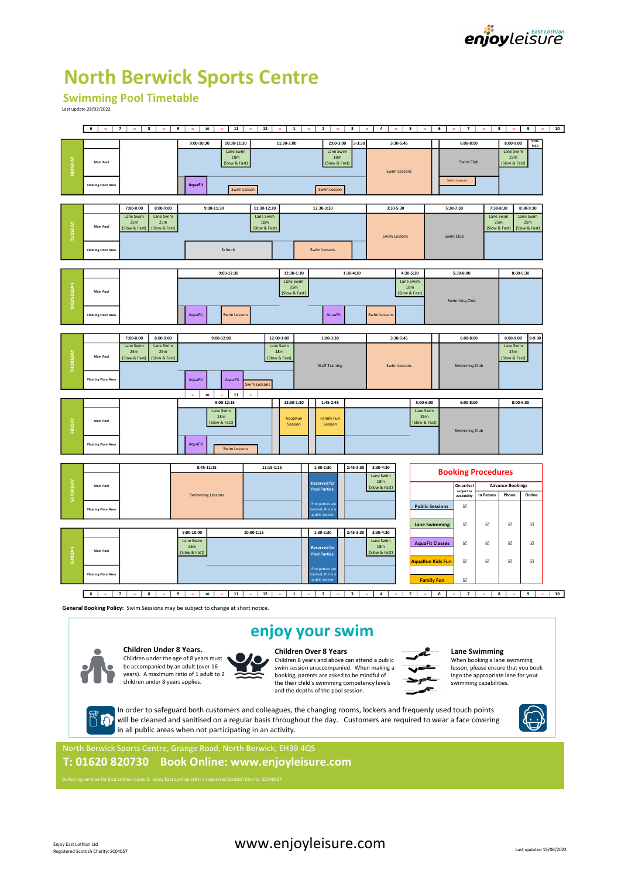# North Berwick Sports Centre

## Swimming Pool Timetable

Last update 28/03/2022

### MONDAY

| Area | Time | Activity |
|---|---|---|
| Main Pool | 9:00-10:30 | |
| Main Pool | 10:30-11:30 | Lane Swim 18m (Slow & Fast) |
| Main Pool | 11:30-2:00 | |
| Main Pool | 2:00-3:00 | Lane Swim 18m (Slow & Fast) |
| Main Pool | 3-3:30 | |
| Main Pool | 3:30-5:45 | Swim Lessons |
| Main Pool | 6:00-8:00 | Swim Club |
| Main Pool | 8:00-9:00 | Lane Swim 25m (Slow & Fast) |
| Main Pool | 9:00-9:30 | |
| Floating Floor Area | | AquaFit |
| Floating Floor Area | | Swim Lesson |
| Floating Floor Area | | Swim Lesson |
| Floating Floor Area | | Swim Lessons |

### TUESDAY

| Area | Time | Activity |
|---|---|---|
| Main Pool | 7:00-8:00 | Lane Swim 25m (Slow & Fast) |
| Main Pool | 8:00-9:00 | Lane Swim 25m (Slow & Fast) |
| Main Pool | 9:00-11:30 | |
| Main Pool | 11:30-12:30 | Lane Swim 18m (Slow & Fast) |
| Main Pool | 12:30-3:30 | |
| Main Pool | 3:30-5:30 | Swim Lessons |
| Main Pool | 5:30-7:30 | Swim Club |
| Main Pool | 7:30-8:30 | Lane Swim 25m (Slow & Fast) |
| Main Pool | 8:30-9:30 | Lane Swim 25m (Slow & Fast) |
| Floating Floor Area | | Schools |
| Floating Floor Area | | Swim Lessons |

### WEDNESDAY

| Area | Time | Activity |
|---|---|---|
| Main Pool | 9:00-12:30 | |
| Main Pool | 12:30-1:30 | Lane Swim 25m (Slow & Fast) |
| Main Pool | 1:30-4:30 | |
| Main Pool | 4:30-5:30 | Lane Swim 18m (Slow & Fast) |
| Main Pool | 5:30-8:00 | Swimming Club |
| Main Pool | 8:00-9:30 | |
| Floating Floor Area | | AquaFit |
| Floating Floor Area | | Swim Lessons |
| Floating Floor Area | | AquaFit |
| Floating Floor Area | | Swim Lessons |

### THURSDAY

| Area | Time | Activity |
|---|---|---|
| Main Pool | 7:00-8:00 | Lane Swim 25m (Slow & Fast) |
| Main Pool | 8:00-9:00 | Lane Swim 25m (Slow & Fast) |
| Main Pool | 9:00-12:00 | |
| Main Pool | 12:00-1:00 | Lane Swim 18m (Slow & Fast) |
| Main Pool | 1:00-3:30 | Staff Training |
| Main Pool | 3:30-5:45 | Swim Lessons |
| Main Pool | 6:00-8:00 | Swimming Club |
| Main Pool | 8:00-9:00 | Lane Swim 25m (Slow & Fast) |
| Main Pool | 9-9:30 | |
| Floating Floor Area | | AquaFit |
| Floating Floor Area | | AquaFit |
| Floating Floor Area | | Swim Lessons |

### FRIDAY

| Area | Time | Activity |
|---|---|---|
| Main Pool | 9:00-12:15 | Lane Swim 18m (Slow & Fast) |
| Main Pool | 12:30-1:30 | AquaRun Session |
| Main Pool | 1:45-2:45 | Family Fun Session |
| Main Pool | 5:00-6:00 | Lane Swim 25m (Slow & Fast) |
| Main Pool | 6:00-8:00 | Swimming Club |
| Main Pool | 8:00-9:30 | |
| Floating Floor Area | | AquaFit |
| Floating Floor Area | | Swim Lessons |

### SATURDAY

| Area | Time | Activity |
|---|---|---|
| Main Pool | 8:45-11:15 | Swimming Lessons |
| Main Pool | 11:15-1:15 | |
| Main Pool | 1:30-2:30 | Reserved for Pool Parties. If no parties are booked, this is a public session |
| Main Pool | 2:45-3:30 | |
| Main Pool | 3:30-4:30 | Lane Swim 18m (Slow & Fast) |

### SUNDAY

| Area | Time | Activity |
|---|---|---|
| Main Pool | 9:00-10:00 | Lane Swim 25m (Slow & Fast) |
| Main Pool | 10:00-1:15 | |
| Main Pool | 1:30-2:30 | Reserved for Pool Parties. If no parties are booked, this is a public session |
| Main Pool | 2:45-3:30 | |
| Main Pool | 3:30-4:30 | Lane Swim 18m (Slow & Fast) |

### Booking Procedures

| | On arrival subject to availability | Advance Bookings: In Person | Phone | Online |
|---|---|---|---|---|
| Public Sessions | ☑ | | | |
| Lane Swimming | ☑ | ☑ | ☑ | ☑ |
| AquaFit Classes | ☑ | ☑ | ☑ | ☑ |
| AquaRun Kids Fun | ☑ | ☑ | ☑ | ☑ |
| Family Fun | ☑ | | | |

**General Booking Policy:** Swim Sessions may be subject to change at short notice.

## enjoy your swim

**Children Under 8 Years.**
Children under the age of 8 years must be accompanied by an adult (over 16 years). A maximum ratio of 1 adult to 2 children under 8 years applies.

**Children Over 8 Years**
Children 8 years and above can attend a public swim session unaccompanied. When making a booking, parents are asked to be mindful of the their child's swimming competency levels and the depths of the pool session.

**Lane Swimming**
When booking a lane swimming lesson, please ensure that you book ingo the appropriate lane for your swimming capabilities.

In order to safeguard both customers and colleagues, the changing rooms, lockers and frequently used touch points will be cleaned and sanitised on a regular basis throughout the day. Customers are required to wear a face covering in all public areas when not participating in an activity.

North Berwick Sports Centre, Grange Road, North Berwick, EH39 4QS

**T: 01620 820730 Book Online: www.enjoyleisure.com**

Delivering services for East Lothian Council. Enjoy East Lothian Ltd is a registered Scottish Charity: SC040527

Enjoy East Lothian Ltd
Registered Scottish Charity: SC04057

www.enjoyleisure.com

Last updated 15/06/2022